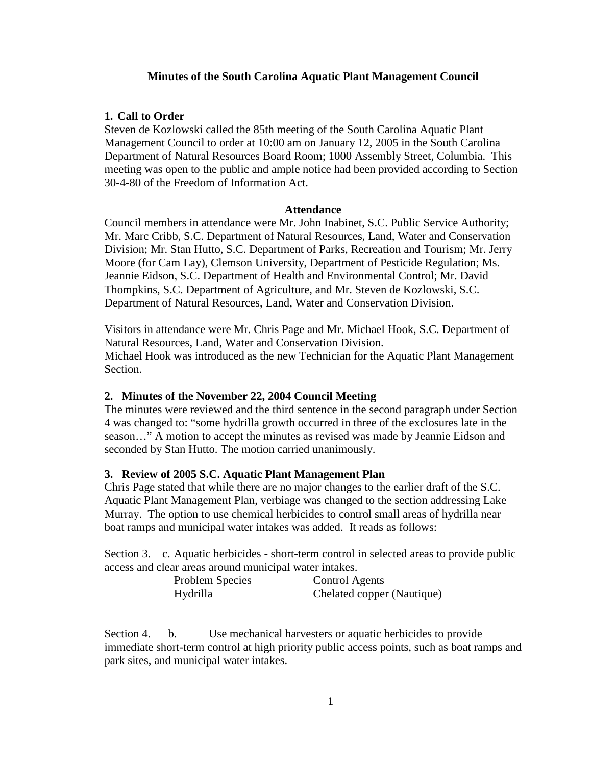# Minutes of the South Carolina Aquatic Plant Management Council

## 1. Call to Order

Steven de Kozlowski called the 85th meeting of the South Carolina Aquatic Plant Management Council to order at 10:00 am on January 12, 2005 in the South Carolina Department of Natural Resources Board Room; 1000 Assembly Street, Columbia. This meeting was open to the public and ample notice had been provided according to Section 30-4-80 of the Freedom of Information Act.

### Attendance

Council members in attendance were Mr. John Inabinet, S.C. Public Service Authority; Mr. Marc Cribb, S.C. Department of Natural Resources, Land, Water and Conservation Division; Mr. Stan Hutto, S.C. Department of Parks, Recreation and Tourism; Mr. Jerry Moore (for Cam Lay), Clemson University, Department of Pesticide Regulation; Ms. Jeannie Eidson, S.C. Department of Health and Environmental Control; Mr. David Thompkins, S.C. Department of Agriculture, and Mr. Steven de Kozlowski, S.C. Department of Natural Resources, Land, Water and Conservation Division.

Visitors in attendance were Mr. Chris Page and Mr. Michael Hook, S.C. Department of Natural Resources, Land, Water and Conservation Division.
Michael Hook was introduced as the new Technician for the Aquatic Plant Management Section.

## 2. Minutes of the November 22, 2004 Council Meeting

The minutes were reviewed and the third sentence in the second paragraph under Section 4 was changed to: "some hydrilla growth occurred in three of the exclosures late in the season…" A motion to accept the minutes as revised was made by Jeannie Eidson and seconded by Stan Hutto. The motion carried unanimously.

## 3. Review of 2005 S.C. Aquatic Plant Management Plan

Chris Page stated that while there are no major changes to the earlier draft of the S.C. Aquatic Plant Management Plan, verbiage was changed to the section addressing Lake Murray. The option to use chemical herbicides to control small areas of hydrilla near boat ramps and municipal water intakes was added. It reads as follows:

Section 3. c. Aquatic herbicides - short-term control in selected areas to provide public access and clear areas around municipal water intakes.

| Problem Species | Control Agents |
|---|---|
| Hydrilla | Chelated copper (Nautique) |

Section 4. b. Use mechanical harvesters or aquatic herbicides to provide immediate short-term control at high priority public access points, such as boat ramps and park sites, and municipal water intakes.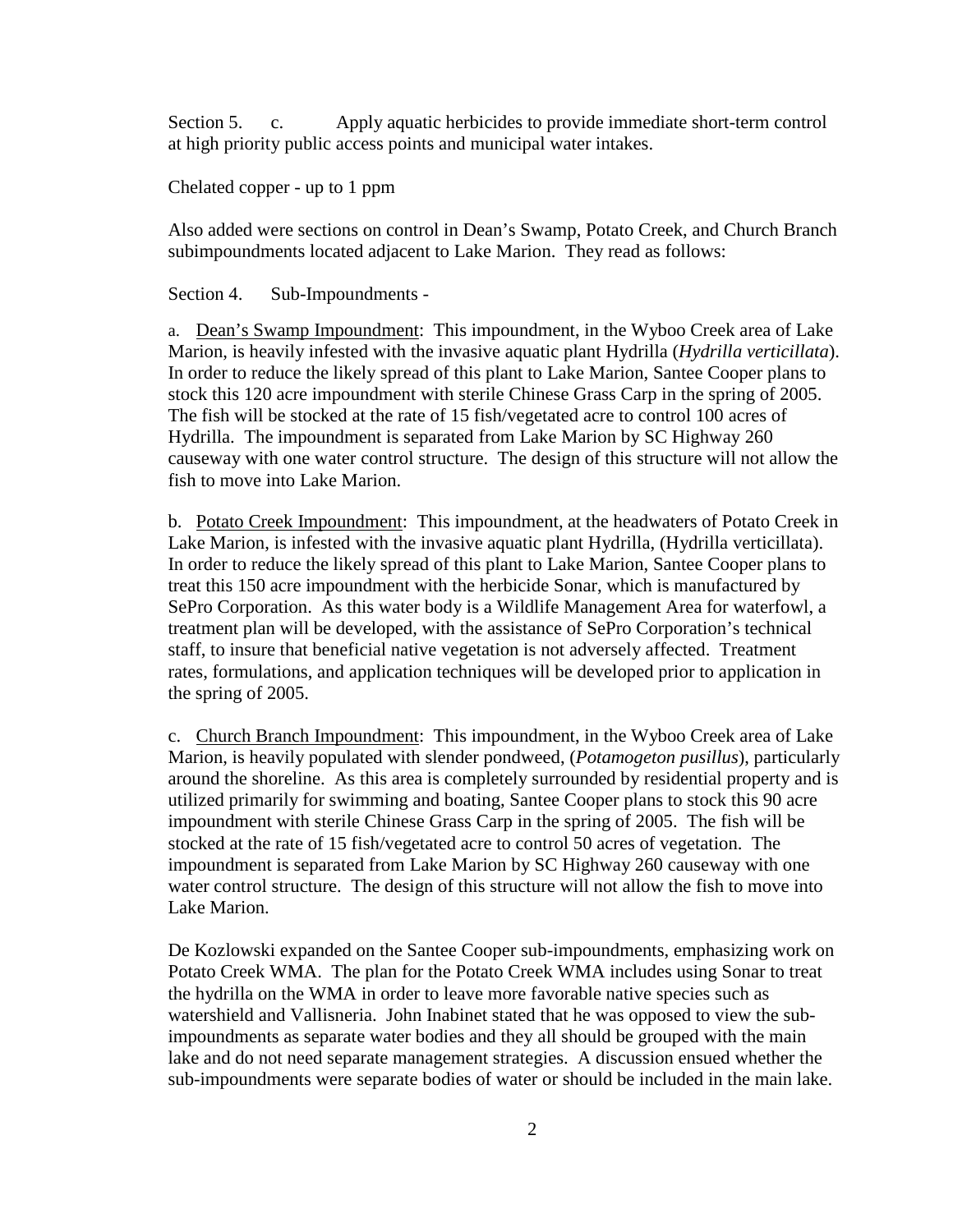Section 5. c. Apply aquatic herbicides to provide immediate short-term control at high priority public access points and municipal water intakes.

Chelated copper - up to 1 ppm

Also added were sections on control in Dean's Swamp, Potato Creek, and Church Branch subimpoundments located adjacent to Lake Marion. They read as follows:

Section 4. Sub-Impoundments -

a. <u>Dean's Swamp Impoundment</u>: This impoundment, in the Wyboo Creek area of Lake Marion, is heavily infested with the invasive aquatic plant Hydrilla (*Hydrilla verticillata*). In order to reduce the likely spread of this plant to Lake Marion, Santee Cooper plans to stock this 120 acre impoundment with sterile Chinese Grass Carp in the spring of 2005. The fish will be stocked at the rate of 15 fish/vegetated acre to control 100 acres of Hydrilla. The impoundment is separated from Lake Marion by SC Highway 260 causeway with one water control structure. The design of this structure will not allow the fish to move into Lake Marion.

b. <u>Potato Creek Impoundment</u>: This impoundment, at the headwaters of Potato Creek in Lake Marion, is infested with the invasive aquatic plant Hydrilla, (Hydrilla verticillata). In order to reduce the likely spread of this plant to Lake Marion, Santee Cooper plans to treat this 150 acre impoundment with the herbicide Sonar, which is manufactured by SePro Corporation. As this water body is a Wildlife Management Area for waterfowl, a treatment plan will be developed, with the assistance of SePro Corporation's technical staff, to insure that beneficial native vegetation is not adversely affected. Treatment rates, formulations, and application techniques will be developed prior to application in the spring of 2005.

c. <u>Church Branch Impoundment</u>: This impoundment, in the Wyboo Creek area of Lake Marion, is heavily populated with slender pondweed, (*Potamogeton pusillus*), particularly around the shoreline. As this area is completely surrounded by residential property and is utilized primarily for swimming and boating, Santee Cooper plans to stock this 90 acre impoundment with sterile Chinese Grass Carp in the spring of 2005. The fish will be stocked at the rate of 15 fish/vegetated acre to control 50 acres of vegetation. The impoundment is separated from Lake Marion by SC Highway 260 causeway with one water control structure. The design of this structure will not allow the fish to move into Lake Marion.

De Kozlowski expanded on the Santee Cooper sub-impoundments, emphasizing work on Potato Creek WMA. The plan for the Potato Creek WMA includes using Sonar to treat the hydrilla on the WMA in order to leave more favorable native species such as watershield and Vallisneria. John Inabinet stated that he was opposed to view the sub-impoundments as separate water bodies and they all should be grouped with the main lake and do not need separate management strategies. A discussion ensued whether the sub-impoundments were separate bodies of water or should be included in the main lake.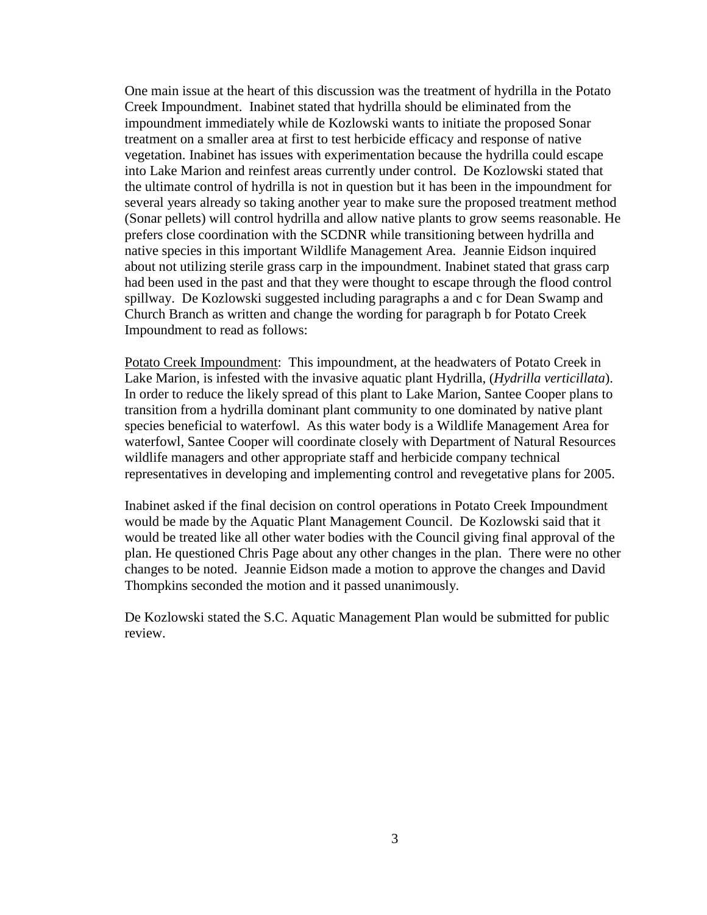One main issue at the heart of this discussion was the treatment of hydrilla in the Potato Creek Impoundment. Inabinet stated that hydrilla should be eliminated from the impoundment immediately while de Kozlowski wants to initiate the proposed Sonar treatment on a smaller area at first to test herbicide efficacy and response of native vegetation. Inabinet has issues with experimentation because the hydrilla could escape into Lake Marion and reinfest areas currently under control. De Kozlowski stated that the ultimate control of hydrilla is not in question but it has been in the impoundment for several years already so taking another year to make sure the proposed treatment method (Sonar pellets) will control hydrilla and allow native plants to grow seems reasonable. He prefers close coordination with the SCDNR while transitioning between hydrilla and native species in this important Wildlife Management Area. Jeannie Eidson inquired about not utilizing sterile grass carp in the impoundment. Inabinet stated that grass carp had been used in the past and that they were thought to escape through the flood control spillway. De Kozlowski suggested including paragraphs a and c for Dean Swamp and Church Branch as written and change the wording for paragraph b for Potato Creek Impoundment to read as follows:

<u>Potato Creek Impoundment</u>: This impoundment, at the headwaters of Potato Creek in Lake Marion, is infested with the invasive aquatic plant Hydrilla, (*Hydrilla verticillata*). In order to reduce the likely spread of this plant to Lake Marion, Santee Cooper plans to transition from a hydrilla dominant plant community to one dominated by native plant species beneficial to waterfowl. As this water body is a Wildlife Management Area for waterfowl, Santee Cooper will coordinate closely with Department of Natural Resources wildlife managers and other appropriate staff and herbicide company technical representatives in developing and implementing control and revegetative plans for 2005.

Inabinet asked if the final decision on control operations in Potato Creek Impoundment would be made by the Aquatic Plant Management Council. De Kozlowski said that it would be treated like all other water bodies with the Council giving final approval of the plan. He questioned Chris Page about any other changes in the plan. There were no other changes to be noted. Jeannie Eidson made a motion to approve the changes and David Thompkins seconded the motion and it passed unanimously.

De Kozlowski stated the S.C. Aquatic Management Plan would be submitted for public review.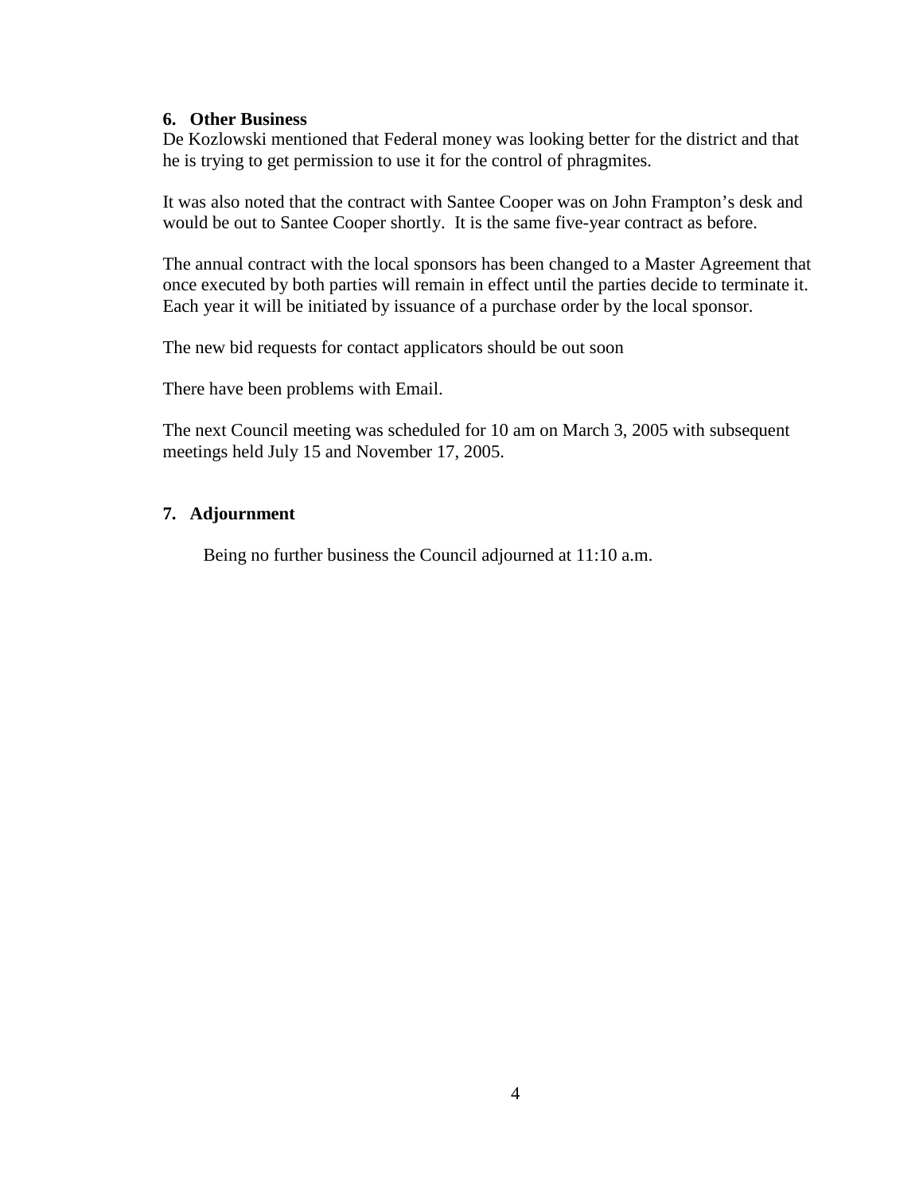**6. Other Business**

De Kozlowski mentioned that Federal money was looking better for the district and that he is trying to get permission to use it for the control of phragmites.

It was also noted that the contract with Santee Cooper was on John Frampton's desk and would be out to Santee Cooper shortly. It is the same five-year contract as before.

The annual contract with the local sponsors has been changed to a Master Agreement that once executed by both parties will remain in effect until the parties decide to terminate it. Each year it will be initiated by issuance of a purchase order by the local sponsor.

The new bid requests for contact applicators should be out soon

There have been problems with Email.

The next Council meeting was scheduled for 10 am on March 3, 2005 with subsequent meetings held July 15 and November 17, 2005.

**7. Adjournment**

Being no further business the Council adjourned at 11:10 a.m.